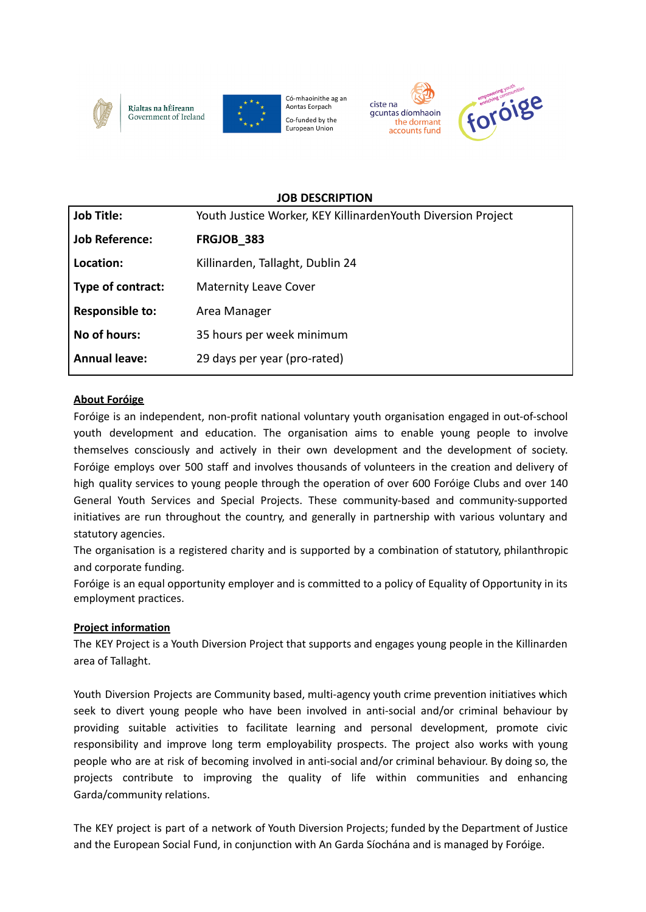Rialtas na hÉireann
Government of Ireland

Có-mhaoinithe ag an Aontas Eorpach
Co-funded by the European Union

ciste na gcuntas díomhaoin
the dormant accounts fund

foróige
empowering youth enriching communities

## JOB DESCRIPTION

| **Job Title:** | Youth Justice Worker, KEY KillinardenYouth Diversion Project |
|---|---|
| **Job Reference:** | **FRGJOB_383** |
| **Location:** | Killinarden, Tallaght, Dublin 24 |
| **Type of contract:** | Maternity Leave Cover |
| **Responsible to:** | Area Manager |
| **No of hours:** | 35 hours per week minimum |
| **Annual leave:** | 29 days per year (pro-rated) |

### About Foróige

Foróige is an independent, non-profit national voluntary youth organisation engaged in out-of-school youth development and education. The organisation aims to enable young people to involve themselves consciously and actively in their own development and the development of society. Foróige employs over 500 staff and involves thousands of volunteers in the creation and delivery of high quality services to young people through the operation of over 600 Foróige Clubs and over 140 General Youth Services and Special Projects. These community-based and community-supported initiatives are run throughout the country, and generally in partnership with various voluntary and statutory agencies.

The organisation is a registered charity and is supported by a combination of statutory, philanthropic and corporate funding.

Foróige is an equal opportunity employer and is committed to a policy of Equality of Opportunity in its employment practices.

### Project information

The KEY Project is a Youth Diversion Project that supports and engages young people in the Killinarden area of Tallaght.

Youth Diversion Projects are Community based, multi-agency youth crime prevention initiatives which seek to divert young people who have been involved in anti-social and/or criminal behaviour by providing suitable activities to facilitate learning and personal development, promote civic responsibility and improve long term employability prospects. The project also works with young people who are at risk of becoming involved in anti-social and/or criminal behaviour. By doing so, the projects contribute to improving the quality of life within communities and enhancing Garda/community relations.

The KEY project is part of a network of Youth Diversion Projects; funded by the Department of Justice and the European Social Fund, in conjunction with An Garda Síochána and is managed by Foróige.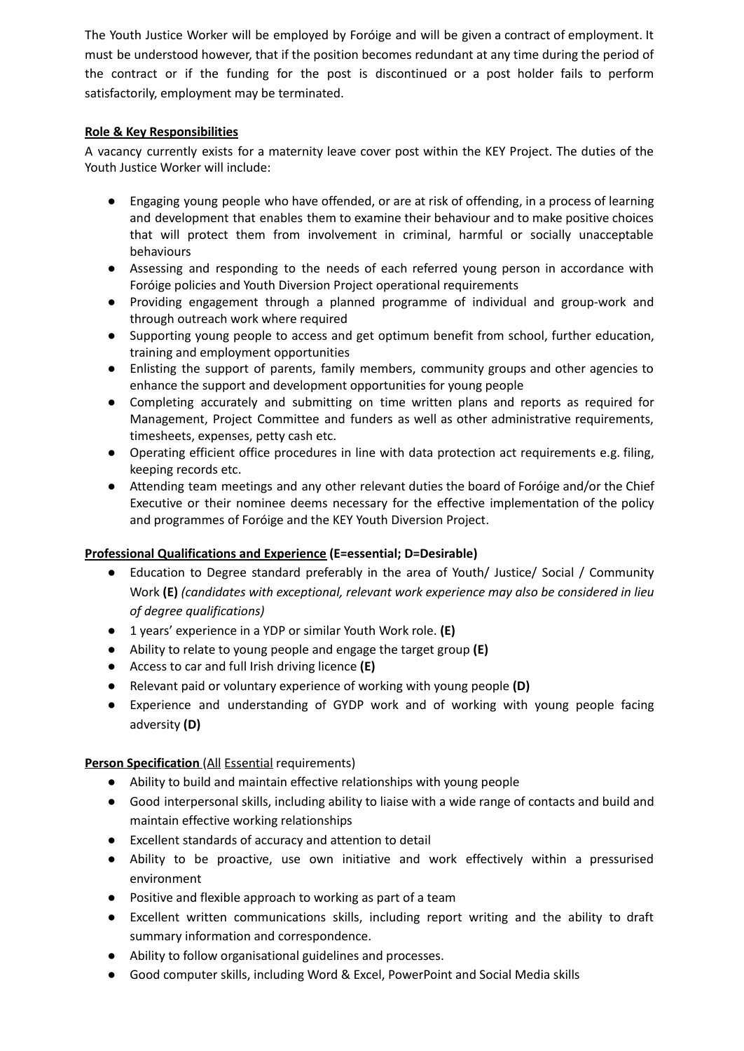The Youth Justice Worker will be employed by Foróige and will be given a contract of employment. It must be understood however, that if the position becomes redundant at any time during the period of the contract or if the funding for the post is discontinued or a post holder fails to perform satisfactorily, employment may be terminated.

**Role & Key Responsibilities**

A vacancy currently exists for a maternity leave cover post within the KEY Project. The duties of the Youth Justice Worker will include:

- Engaging young people who have offended, or are at risk of offending, in a process of learning and development that enables them to examine their behaviour and to make positive choices that will protect them from involvement in criminal, harmful or socially unacceptable behaviours
- Assessing and responding to the needs of each referred young person in accordance with Foróige policies and Youth Diversion Project operational requirements
- Providing engagement through a planned programme of individual and group-work and through outreach work where required
- Supporting young people to access and get optimum benefit from school, further education, training and employment opportunities
- Enlisting the support of parents, family members, community groups and other agencies to enhance the support and development opportunities for young people
- Completing accurately and submitting on time written plans and reports as required for Management, Project Committee and funders as well as other administrative requirements, timesheets, expenses, petty cash etc.
- Operating efficient office procedures in line with data protection act requirements e.g. filing, keeping records etc.
- Attending team meetings and any other relevant duties the board of Foróige and/or the Chief Executive or their nominee deems necessary for the effective implementation of the policy and programmes of Foróige and the KEY Youth Diversion Project.

**Professional Qualifications and Experience (E=essential; D=Desirable)**

- Education to Degree standard preferably in the area of Youth/ Justice/ Social / Community Work **(E)** *(candidates with exceptional, relevant work experience may also be considered in lieu of degree qualifications)*
- 1 years' experience in a YDP or similar Youth Work role. **(E)**
- Ability to relate to young people and engage the target group **(E)**
- Access to car and full Irish driving licence **(E)**
- Relevant paid or voluntary experience of working with young people **(D)**
- Experience and understanding of GYDP work and of working with young people facing adversity **(D)**

**Person Specification** (All Essential requirements)

- Ability to build and maintain effective relationships with young people
- Good interpersonal skills, including ability to liaise with a wide range of contacts and build and maintain effective working relationships
- Excellent standards of accuracy and attention to detail
- Ability to be proactive, use own initiative and work effectively within a pressurised environment
- Positive and flexible approach to working as part of a team
- Excellent written communications skills, including report writing and the ability to draft summary information and correspondence.
- Ability to follow organisational guidelines and processes.
- Good computer skills, including Word & Excel, PowerPoint and Social Media skills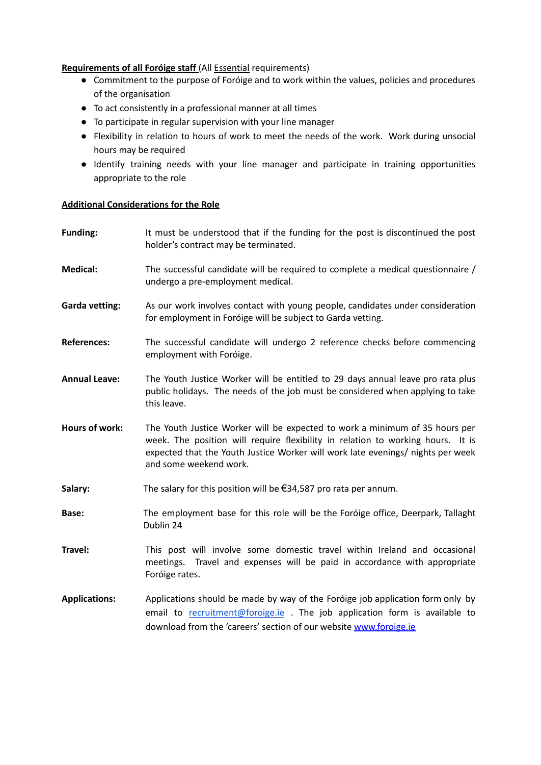**Requirements of all Foróige staff** (All Essential requirements)

- Commitment to the purpose of Foróige and to work within the values, policies and procedures of the organisation
- To act consistently in a professional manner at all times
- To participate in regular supervision with your line manager
- Flexibility in relation to hours of work to meet the needs of the work. Work during unsocial hours may be required
- Identify training needs with your line manager and participate in training opportunities appropriate to the role

**Additional Considerations for the Role**

**Funding:** It must be understood that if the funding for the post is discontinued the post holder's contract may be terminated.

**Medical:** The successful candidate will be required to complete a medical questionnaire / undergo a pre-employment medical.

**Garda vetting:** As our work involves contact with young people, candidates under consideration for employment in Foróige will be subject to Garda vetting.

**References:** The successful candidate will undergo 2 reference checks before commencing employment with Foróige.

**Annual Leave:** The Youth Justice Worker will be entitled to 29 days annual leave pro rata plus public holidays. The needs of the job must be considered when applying to take this leave.

**Hours of work:** The Youth Justice Worker will be expected to work a minimum of 35 hours per week. The position will require flexibility in relation to working hours. It is expected that the Youth Justice Worker will work late evenings/ nights per week and some weekend work.

**Salary:** The salary for this position will be €34,587 pro rata per annum.

**Base:** The employment base for this role will be the Foróige office, Deerpark, Tallaght Dublin 24

**Travel:** This post will involve some domestic travel within Ireland and occasional meetings. Travel and expenses will be paid in accordance with appropriate Foróige rates.

**Applications:** Applications should be made by way of the Foróige job application form only by email to recruitment@foroige.ie . The job application form is available to download from the 'careers' section of our website www.foroige.ie